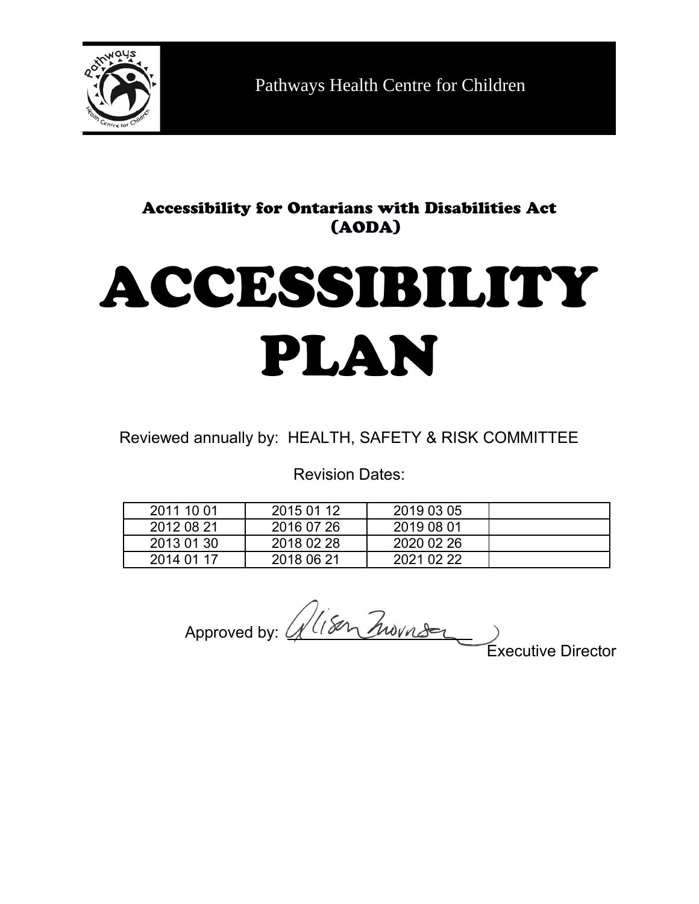Pathways Health Centre for Children

## Accessibility for Ontarians with Disabilities Act (AODA)

# ACCESSIBILITY PLAN

Reviewed annually by: HEALTH, SAFETY & RISK COMMITTEE

Revision Dates:

| | | | |
|---|---|---|---|
| 2011 10 01 | 2015 01 12 | 2019 03 05 | |
| 2012 08 21 | 2016 07 26 | 2019 08 01 | |
| 2013 01 30 | 2018 02 28 | 2020 02 26 | |
| 2014 01 17 | 2018 06 21 | 2021 02 22 | |

Approved by: Alison Thornton

Executive Director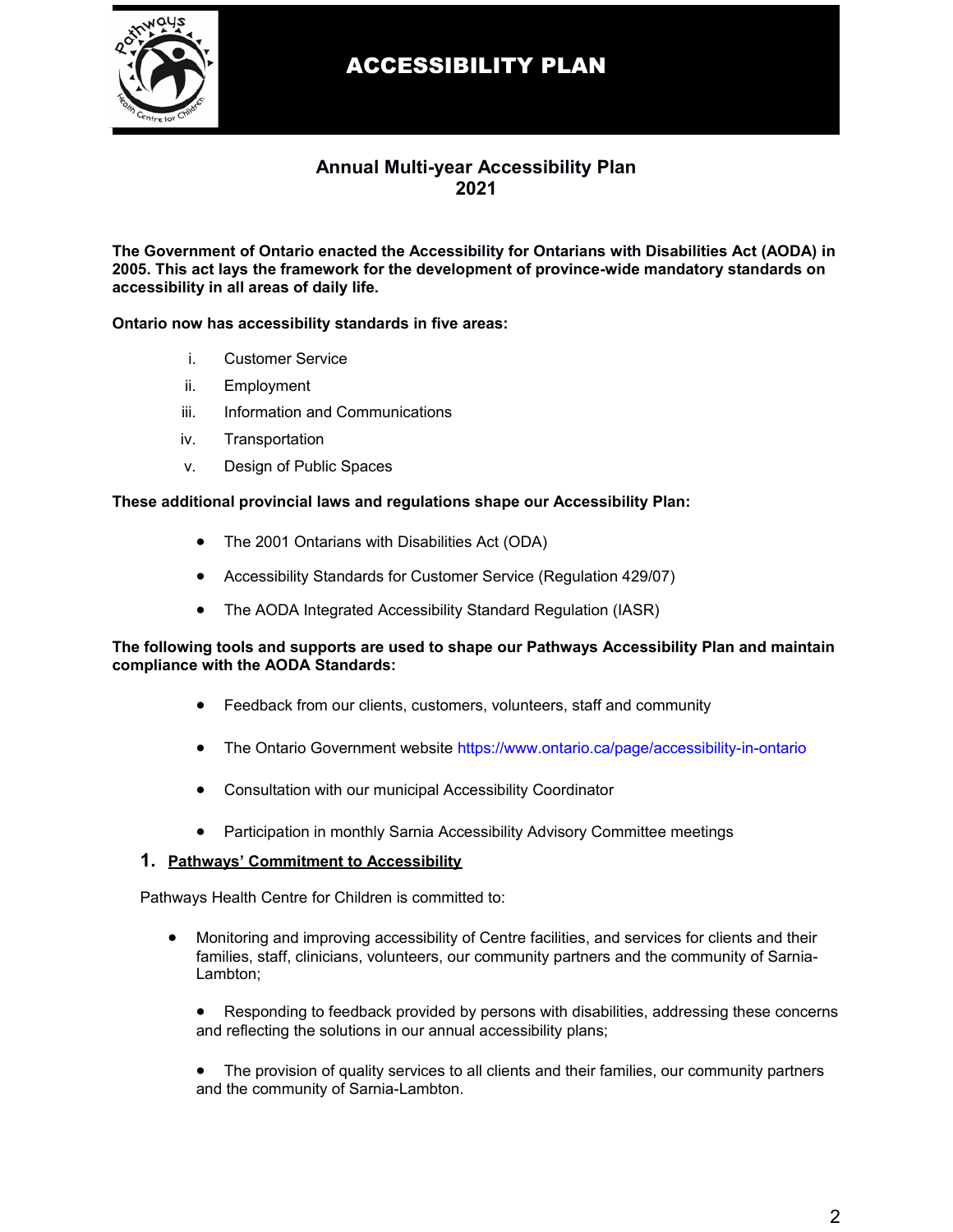# ACCESSIBILITY PLAN

## Annual Multi-year Accessibility Plan 2021

**The Government of Ontario enacted the Accessibility for Ontarians with Disabilities Act (AODA) in 2005. This act lays the framework for the development of province-wide mandatory standards on accessibility in all areas of daily life.**

**Ontario now has accessibility standards in five areas:**

i. Customer Service
ii. Employment
iii. Information and Communications
iv. Transportation
v. Design of Public Spaces

**These additional provincial laws and regulations shape our Accessibility Plan:**

- The 2001 Ontarians with Disabilities Act (ODA)
- Accessibility Standards for Customer Service (Regulation 429/07)
- The AODA Integrated Accessibility Standard Regulation (IASR)

**The following tools and supports are used to shape our Pathways Accessibility Plan and maintain compliance with the AODA Standards:**

- Feedback from our clients, customers, volunteers, staff and community
- The Ontario Government website https://www.ontario.ca/page/accessibility-in-ontario
- Consultation with our municipal Accessibility Coordinator
- Participation in monthly Sarnia Accessibility Advisory Committee meetings

### 1. Pathways' Commitment to Accessibility

Pathways Health Centre for Children is committed to:

- Monitoring and improving accessibility of Centre facilities, and services for clients and their families, staff, clinicians, volunteers, our community partners and the community of Sarnia-Lambton;
- Responding to feedback provided by persons with disabilities, addressing these concerns and reflecting the solutions in our annual accessibility plans;
- The provision of quality services to all clients and their families, our community partners and the community of Sarnia-Lambton.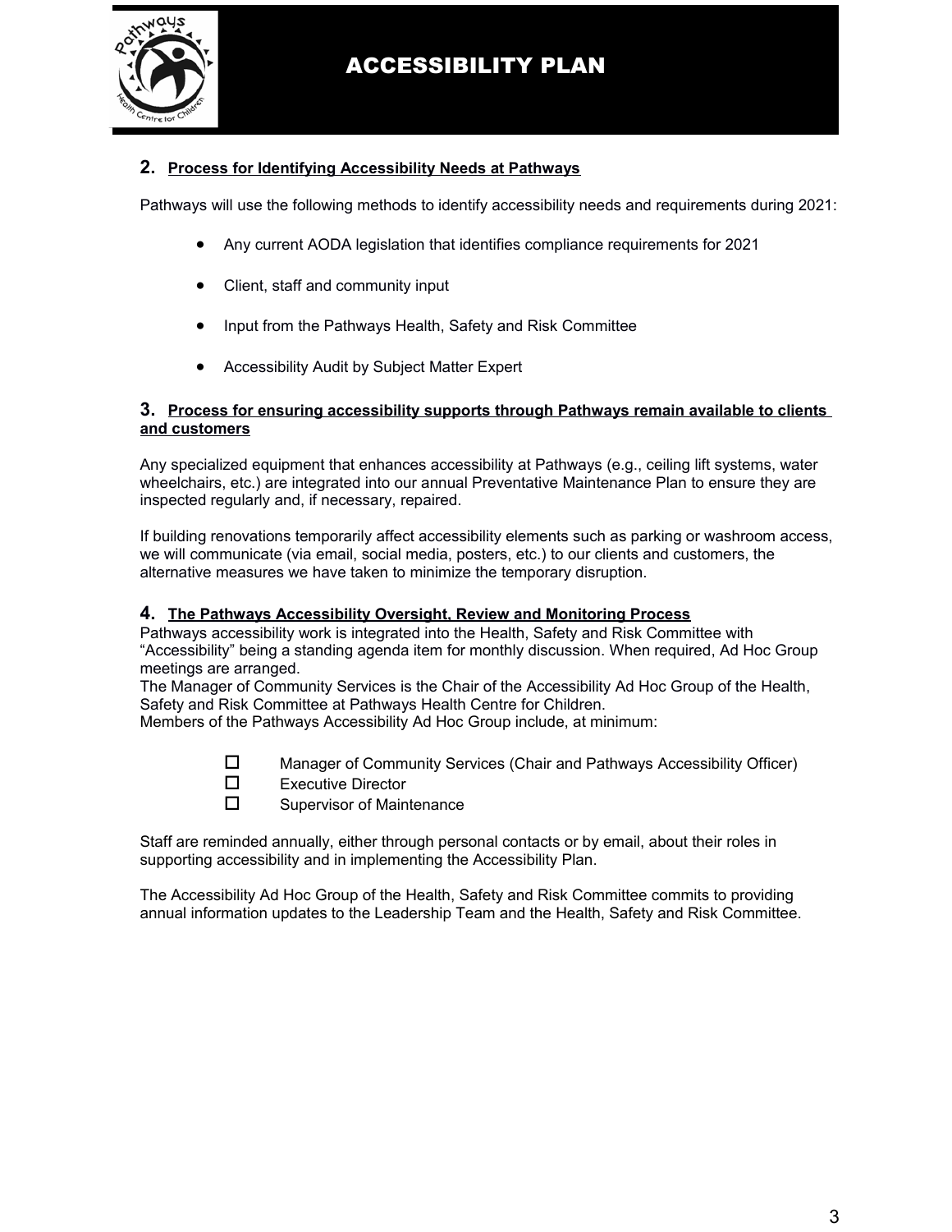# ACCESSIBILITY PLAN

## 2. Process for Identifying Accessibility Needs at Pathways

Pathways will use the following methods to identify accessibility needs and requirements during 2021:

- Any current AODA legislation that identifies compliance requirements for 2021
- Client, staff and community input
- Input from the Pathways Health, Safety and Risk Committee
- Accessibility Audit by Subject Matter Expert

## 3. Process for ensuring accessibility supports through Pathways remain available to clients and customers

Any specialized equipment that enhances accessibility at Pathways (e.g., ceiling lift systems, water wheelchairs, etc.) are integrated into our annual Preventative Maintenance Plan to ensure they are inspected regularly and, if necessary, repaired.

If building renovations temporarily affect accessibility elements such as parking or washroom access, we will communicate (via email, social media, posters, etc.) to our clients and customers, the alternative measures we have taken to minimize the temporary disruption.

## 4. The Pathways Accessibility Oversight, Review and Monitoring Process

Pathways accessibility work is integrated into the Health, Safety and Risk Committee with "Accessibility" being a standing agenda item for monthly discussion. When required, Ad Hoc Group meetings are arranged.
The Manager of Community Services is the Chair of the Accessibility Ad Hoc Group of the Health, Safety and Risk Committee at Pathways Health Centre for Children.
Members of the Pathways Accessibility Ad Hoc Group include, at minimum:

- ☐ Manager of Community Services (Chair and Pathways Accessibility Officer)
- ☐ Executive Director
- ☐ Supervisor of Maintenance

Staff are reminded annually, either through personal contacts or by email, about their roles in supporting accessibility and in implementing the Accessibility Plan.

The Accessibility Ad Hoc Group of the Health, Safety and Risk Committee commits to providing annual information updates to the Leadership Team and the Health, Safety and Risk Committee.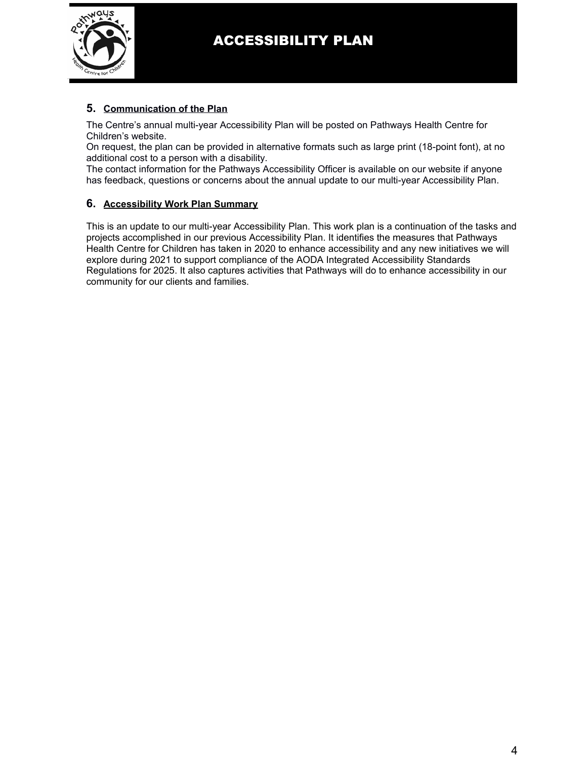## 5. Communication of the Plan

The Centre's annual multi-year Accessibility Plan will be posted on Pathways Health Centre for Children's website.
On request, the plan can be provided in alternative formats such as large print (18-point font), at no additional cost to a person with a disability.
The contact information for the Pathways Accessibility Officer is available on our website if anyone has feedback, questions or concerns about the annual update to our multi-year Accessibility Plan.

## 6. Accessibility Work Plan Summary

This is an update to our multi-year Accessibility Plan. This work plan is a continuation of the tasks and projects accomplished in our previous Accessibility Plan. It identifies the measures that Pathways Health Centre for Children has taken in 2020 to enhance accessibility and any new initiatives we will explore during 2021 to support compliance of the AODA Integrated Accessibility Standards Regulations for 2025. It also captures activities that Pathways will do to enhance accessibility in our community for our clients and families.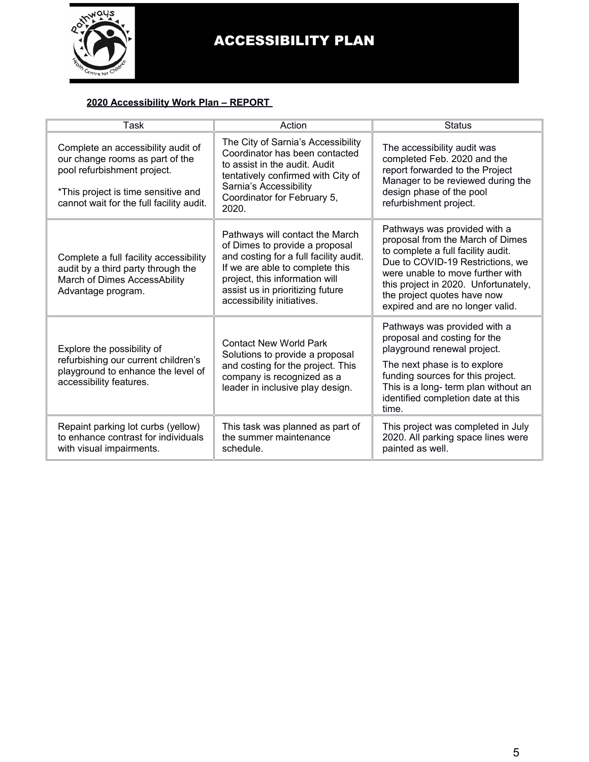# ACCESSIBILITY PLAN

**2020 Accessibility Work Plan – REPORT**

| Task | Action | Status |
| --- | --- | --- |
| Complete an accessibility audit of our change rooms as part of the pool refurbishment project.<br><br>*This project is time sensitive and cannot wait for the full facility audit. | The City of Sarnia's Accessibility Coordinator has been contacted to assist in the audit. Audit tentatively confirmed with City of Sarnia's Accessibility Coordinator for February 5, 2020. | The accessibility audit was completed Feb. 2020 and the report forwarded to the Project Manager to be reviewed during the design phase of the pool refurbishment project. |
| Complete a full facility accessibility audit by a third party through the March of Dimes AccessAbility Advantage program. | Pathways will contact the March of Dimes to provide a proposal and costing for a full facility audit. If we are able to complete this project, this information will assist us in prioritizing future accessibility initiatives. | Pathways was provided with a proposal from the March of Dimes to complete a full facility audit. Due to COVID-19 Restrictions, we were unable to move further with this project in 2020. Unfortunately, the project quotes have now expired and are no longer valid. |
| Explore the possibility of refurbishing our current children's playground to enhance the level of accessibility features. | Contact New World Park Solutions to provide a proposal and costing for the project. This company is recognized as a leader in inclusive play design. | Pathways was provided with a proposal and costing for the playground renewal project.<br><br>The next phase is to explore funding sources for this project. This is a long- term plan without an identified completion date at this time. |
| Repaint parking lot curbs (yellow) to enhance contrast for individuals with visual impairments. | This task was planned as part of the summer maintenance schedule. | This project was completed in July 2020. All parking space lines were painted as well. |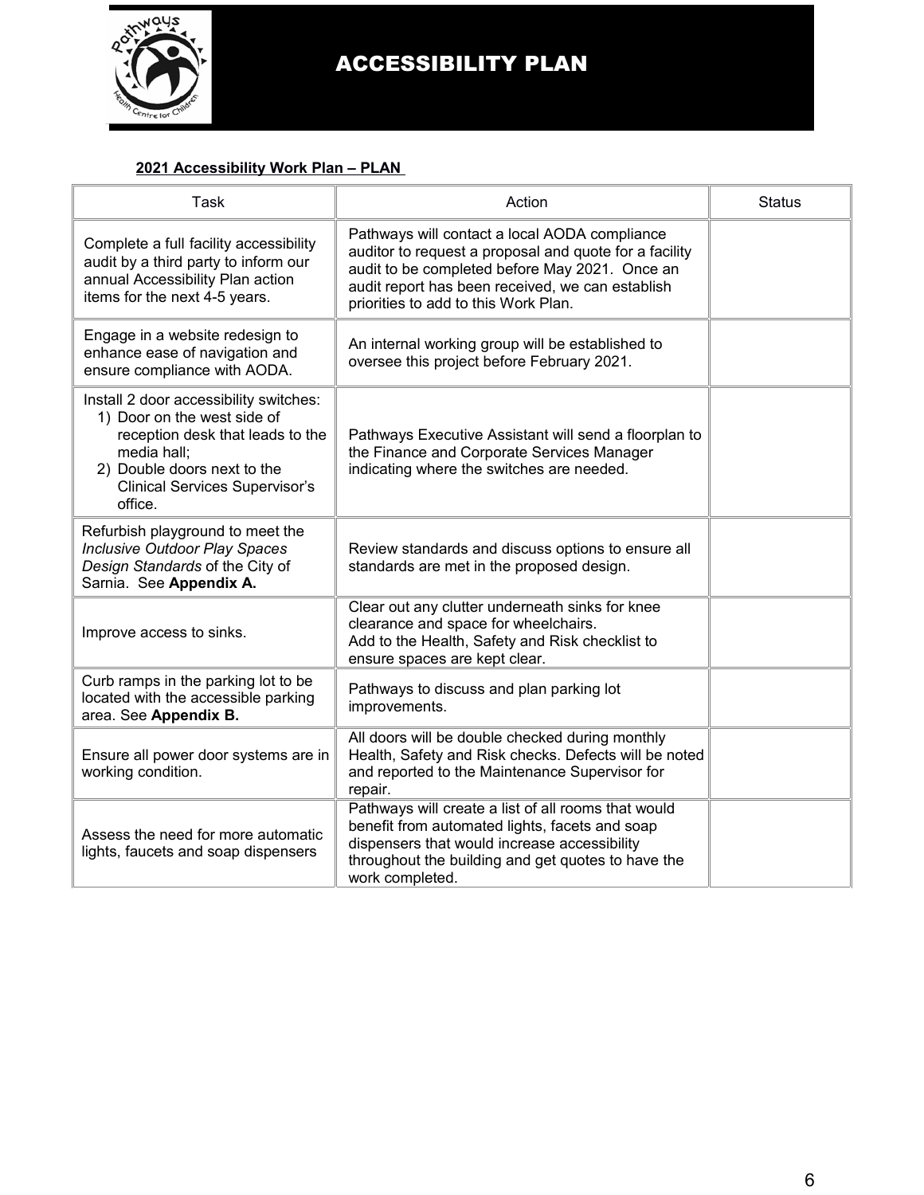# ACCESSIBILITY PLAN

**2021 Accessibility Work Plan – PLAN**

| Task | Action | Status |
|---|---|---|
| Complete a full facility accessibility audit by a third party to inform our annual Accessibility Plan action items for the next 4-5 years. | Pathways will contact a local AODA compliance auditor to request a proposal and quote for a facility audit to be completed before May 2021. Once an audit report has been received, we can establish priorities to add to this Work Plan. | |
| Engage in a website redesign to enhance ease of navigation and ensure compliance with AODA. | An internal working group will be established to oversee this project before February 2021. | |
| Install 2 door accessibility switches:<br>1) Door on the west side of reception desk that leads to the media hall;<br>2) Double doors next to the Clinical Services Supervisor's office. | Pathways Executive Assistant will send a floorplan to the Finance and Corporate Services Manager indicating where the switches are needed. | |
| Refurbish playground to meet the *Inclusive Outdoor Play Spaces Design Standards* of the City of Sarnia. See **Appendix A.** | Review standards and discuss options to ensure all standards are met in the proposed design. | |
| Improve access to sinks. | Clear out any clutter underneath sinks for knee clearance and space for wheelchairs.<br>Add to the Health, Safety and Risk checklist to ensure spaces are kept clear. | |
| Curb ramps in the parking lot to be located with the accessible parking area. See **Appendix B.** | Pathways to discuss and plan parking lot improvements. | |
| Ensure all power door systems are in working condition. | All doors will be double checked during monthly Health, Safety and Risk checks. Defects will be noted and reported to the Maintenance Supervisor for repair. | |
| Assess the need for more automatic lights, faucets and soap dispensers | Pathways will create a list of all rooms that would benefit from automated lights, facets and soap dispensers that would increase accessibility throughout the building and get quotes to have the work completed. | |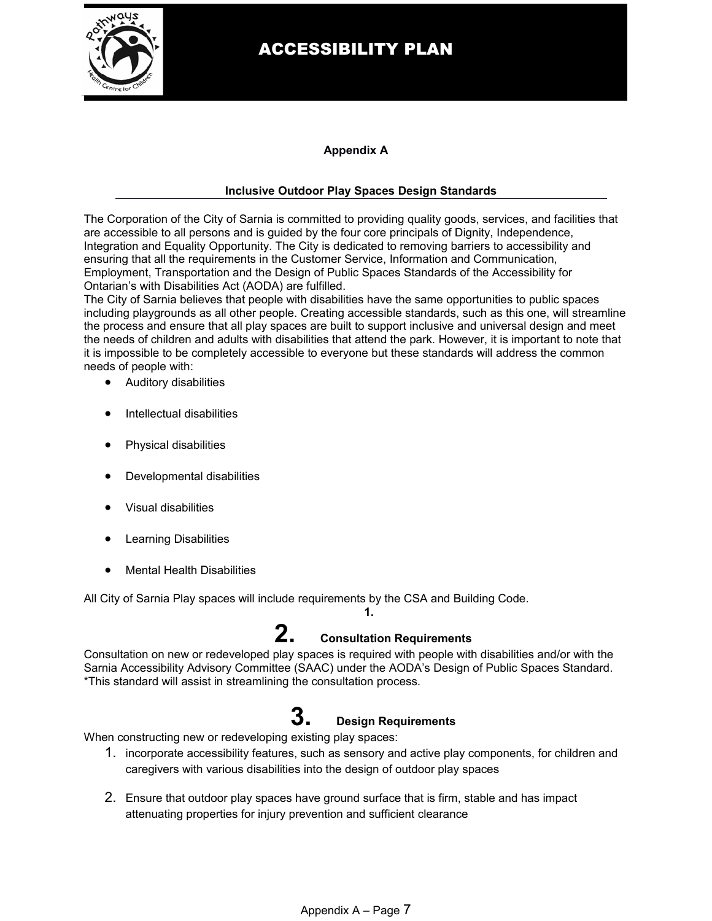## Appendix A

### Inclusive Outdoor Play Spaces Design Standards

The Corporation of the City of Sarnia is committed to providing quality goods, services, and facilities that are accessible to all persons and is guided by the four core principals of Dignity, Independence, Integration and Equality Opportunity. The City is dedicated to removing barriers to accessibility and ensuring that all the requirements in the Customer Service, Information and Communication, Employment, Transportation and the Design of Public Spaces Standards of the Accessibility for Ontarian's with Disabilities Act (AODA) are fulfilled.
The City of Sarnia believes that people with disabilities have the same opportunities to public spaces including playgrounds as all other people. Creating accessible standards, such as this one, will streamline the process and ensure that all play spaces are built to support inclusive and universal design and meet the needs of children and adults with disabilities that attend the park. However, it is important to note that it is impossible to be completely accessible to everyone but these standards will address the common needs of people with:

- Auditory disabilities
- Intellectual disabilities
- Physical disabilities
- Developmental disabilities
- Visual disabilities
- Learning Disabilities
- Mental Health Disabilities

All City of Sarnia Play spaces will include requirements by the CSA and Building Code.

**1.**

### 2. Consultation Requirements

Consultation on new or redeveloped play spaces is required with people with disabilities and/or with the Sarnia Accessibility Advisory Committee (SAAC) under the AODA's Design of Public Spaces Standard. *This standard will assist in streamlining the consultation process.

### 3. Design Requirements

When constructing new or redeveloping existing play spaces:

1. incorporate accessibility features, such as sensory and active play components, for children and caregivers with various disabilities into the design of outdoor play spaces
2. Ensure that outdoor play spaces have ground surface that is firm, stable and has impact attenuating properties for injury prevention and sufficient clearance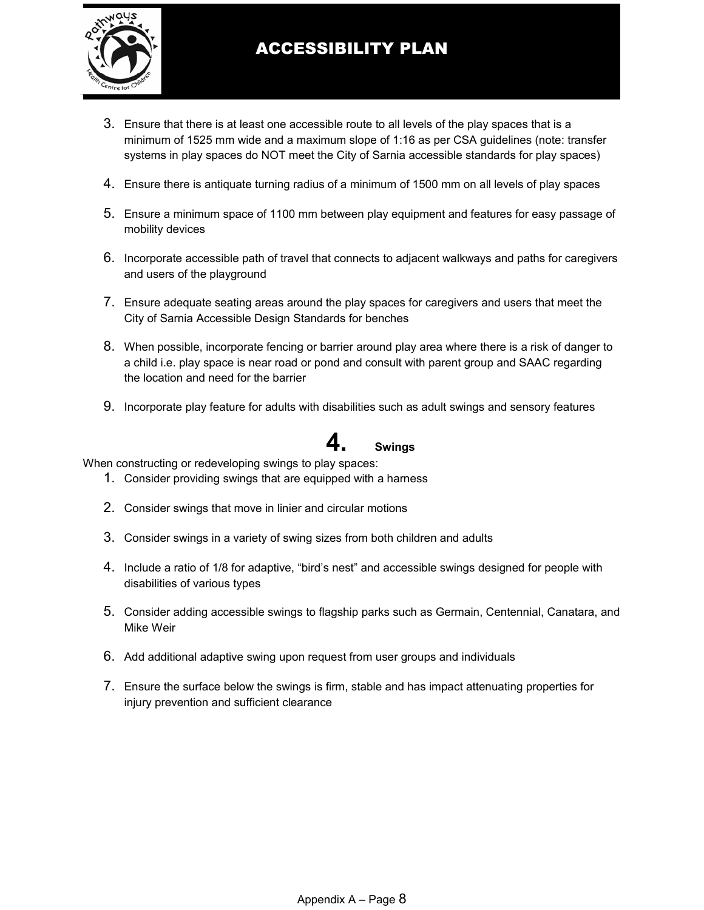3. Ensure that there is at least one accessible route to all levels of the play spaces that is a minimum of 1525 mm wide and a maximum slope of 1:16 as per CSA guidelines (note: transfer systems in play spaces do NOT meet the City of Sarnia accessible standards for play spaces)

4. Ensure there is antiquate turning radius of a minimum of 1500 mm on all levels of play spaces

5. Ensure a minimum space of 1100 mm between play equipment and features for easy passage of mobility devices

6. Incorporate accessible path of travel that connects to adjacent walkways and paths for caregivers and users of the playground

7. Ensure adequate seating areas around the play spaces for caregivers and users that meet the City of Sarnia Accessible Design Standards for benches

8. When possible, incorporate fencing or barrier around play area where there is a risk of danger to a child i.e. play space is near road or pond and consult with parent group and SAAC regarding the location and need for the barrier

9. Incorporate play feature for adults with disabilities such as adult swings and sensory features

## 4. Swings

When constructing or redeveloping swings to play spaces:

1. Consider providing swings that are equipped with a harness

2. Consider swings that move in linier and circular motions

3. Consider swings in a variety of swing sizes from both children and adults

4. Include a ratio of 1/8 for adaptive, "bird's nest" and accessible swings designed for people with disabilities of various types

5. Consider adding accessible swings to flagship parks such as Germain, Centennial, Canatara, and Mike Weir

6. Add additional adaptive swing upon request from user groups and individuals

7. Ensure the surface below the swings is firm, stable and has impact attenuating properties for injury prevention and sufficient clearance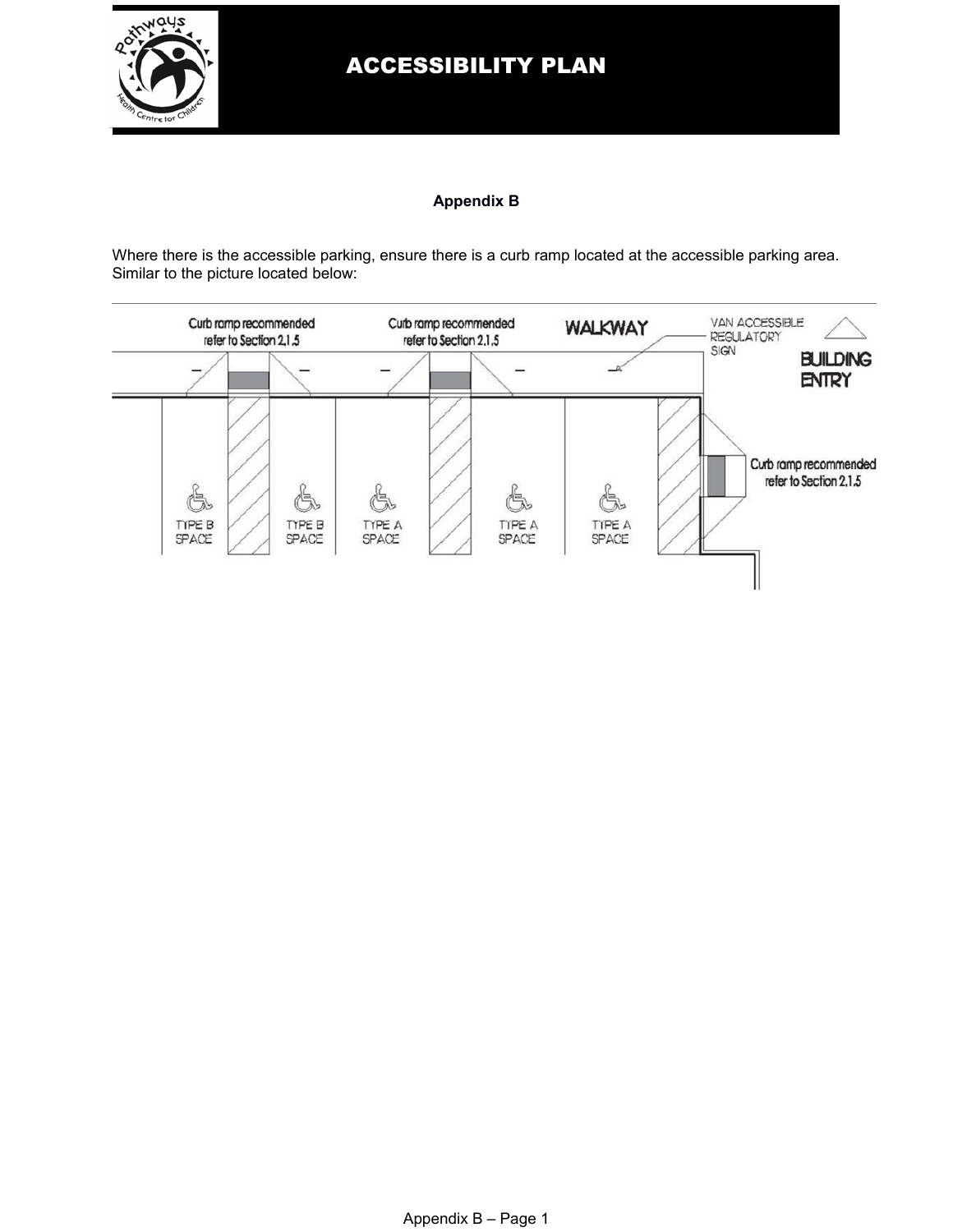## Appendix B

Where there is the accessible parking, ensure there is a curb ramp located at the accessible parking area. Similar to the picture located below:

Curb ramp recommended refer to Section 2.1.5

Curb ramp recommended refer to Section 2.1.5

WALKWAY

VAN ACCESSIBLE REGULATORY SIGN

BUILDING ENTRY

Curb ramp recommended refer to Section 2.1.5

TYPE B SPACE

TYPE B SPACE

TYPE A SPACE

TYPE A SPACE

TYPE A SPACE